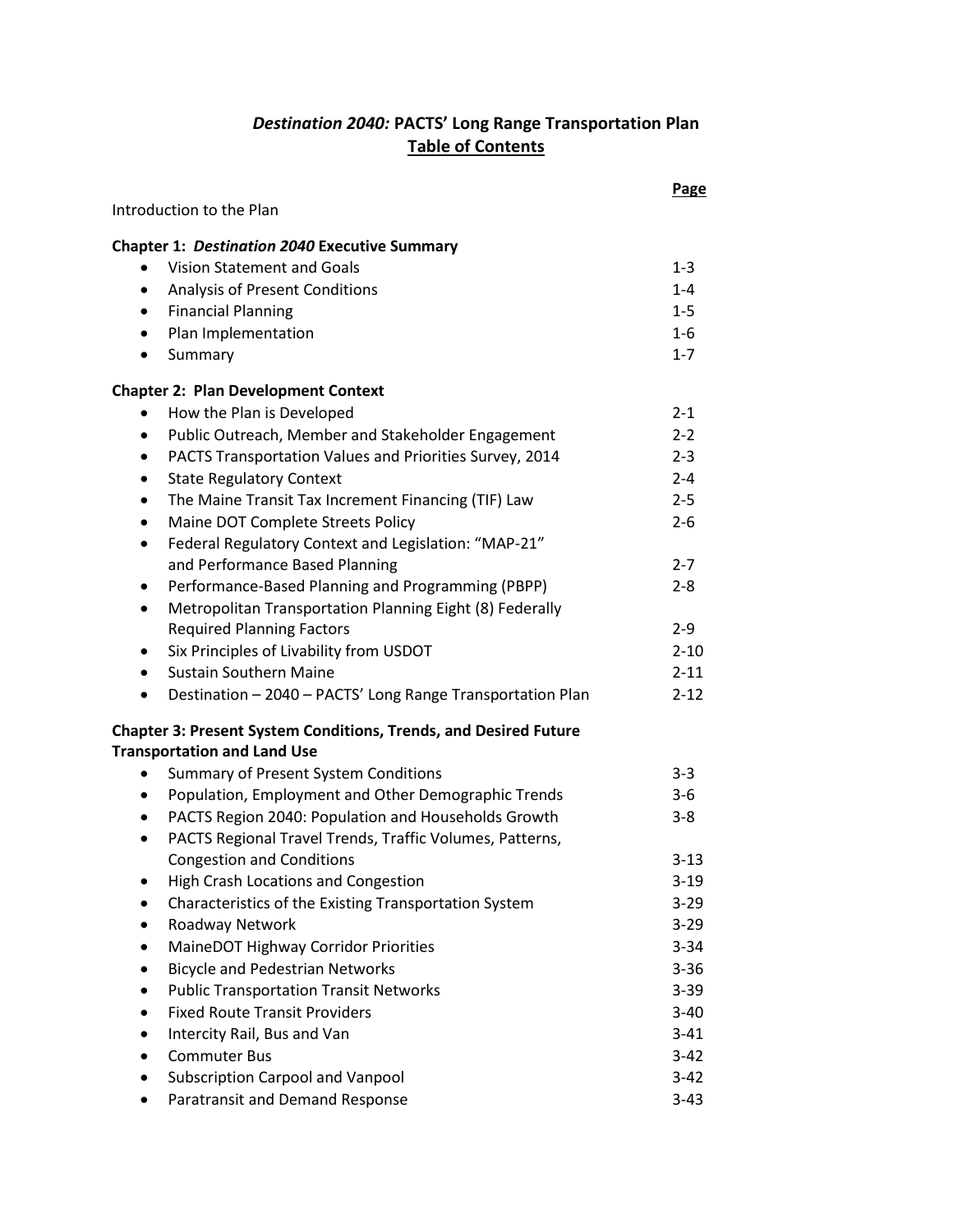# *Destination 2040:* PACTS' Long Range Transportation Plan

## Table of Contents

| | Page |
|---|---|
| Introduction to the Plan | |
| **Chapter 1: *Destination 2040* Executive Summary** | |
| • Vision Statement and Goals | 1-3 |
| • Analysis of Present Conditions | 1-4 |
| • Financial Planning | 1-5 |
| • Plan Implementation | 1-6 |
| • Summary | 1-7 |
| **Chapter 2: Plan Development Context** | |
| • How the Plan is Developed | 2-1 |
| • Public Outreach, Member and Stakeholder Engagement | 2-2 |
| • PACTS Transportation Values and Priorities Survey, 2014 | 2-3 |
| • State Regulatory Context | 2-4 |
| • The Maine Transit Tax Increment Financing (TIF) Law | 2-5 |
| • Maine DOT Complete Streets Policy | 2-6 |
| • Federal Regulatory Context and Legislation: "MAP-21" and Performance Based Planning | 2-7 |
| • Performance-Based Planning and Programming (PBPP) | 2-8 |
| • Metropolitan Transportation Planning Eight (8) Federally Required Planning Factors | 2-9 |
| • Six Principles of Livability from USDOT | 2-10 |
| • Sustain Southern Maine | 2-11 |
| • Destination – 2040 – PACTS' Long Range Transportation Plan | 2-12 |
| **Chapter 3: Present System Conditions, Trends, and Desired Future Transportation and Land Use** | |
| • Summary of Present System Conditions | 3-3 |
| • Population, Employment and Other Demographic Trends | 3-6 |
| • PACTS Region 2040: Population and Households Growth | 3-8 |
| • PACTS Regional Travel Trends, Traffic Volumes, Patterns, Congestion and Conditions | 3-13 |
| • High Crash Locations and Congestion | 3-19 |
| • Characteristics of the Existing Transportation System | 3-29 |
| • Roadway Network | 3-29 |
| • MaineDOT Highway Corridor Priorities | 3-34 |
| • Bicycle and Pedestrian Networks | 3-36 |
| • Public Transportation Transit Networks | 3-39 |
| • Fixed Route Transit Providers | 3-40 |
| • Intercity Rail, Bus and Van | 3-41 |
| • Commuter Bus | 3-42 |
| • Subscription Carpool and Vanpool | 3-42 |
| • Paratransit and Demand Response | 3-43 |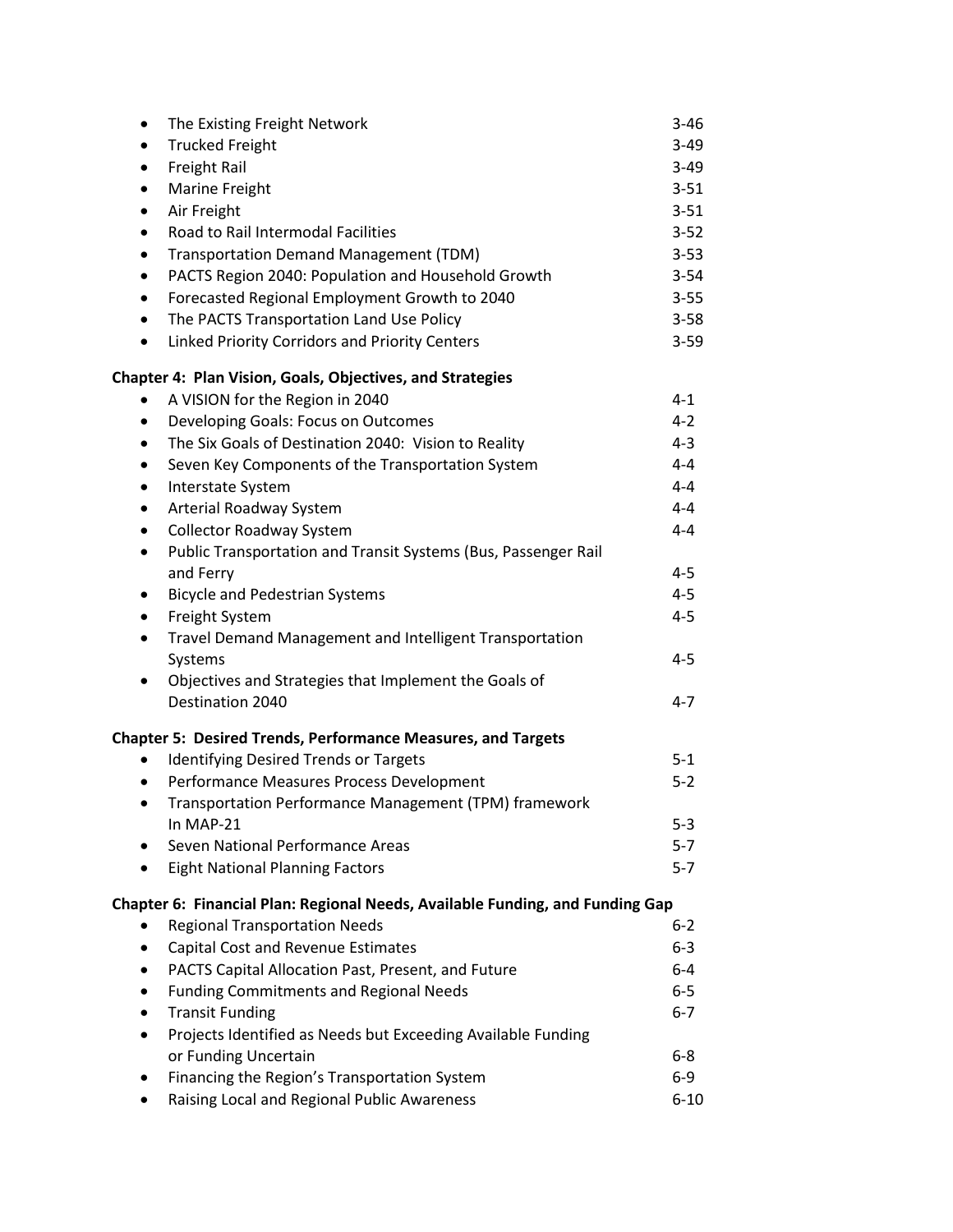- The Existing Freight Network 3-46
- Trucked Freight 3-49
- Freight Rail 3-49
- Marine Freight 3-51
- Air Freight 3-51
- Road to Rail Intermodal Facilities 3-52
- Transportation Demand Management (TDM) 3-53
- PACTS Region 2040: Population and Household Growth 3-54
- Forecasted Regional Employment Growth to 2040 3-55
- The PACTS Transportation Land Use Policy 3-58
- Linked Priority Corridors and Priority Centers 3-59

**Chapter 4: Plan Vision, Goals, Objectives, and Strategies**

- A VISION for the Region in 2040 4-1
- Developing Goals: Focus on Outcomes 4-2
- The Six Goals of Destination 2040: Vision to Reality 4-3
- Seven Key Components of the Transportation System 4-4
- Interstate System 4-4
- Arterial Roadway System 4-4
- Collector Roadway System 4-4
- Public Transportation and Transit Systems (Bus, Passenger Rail and Ferry 4-5
- Bicycle and Pedestrian Systems 4-5
- Freight System 4-5
- Travel Demand Management and Intelligent Transportation Systems 4-5
- Objectives and Strategies that Implement the Goals of Destination 2040 4-7

**Chapter 5: Desired Trends, Performance Measures, and Targets**

- Identifying Desired Trends or Targets 5-1
- Performance Measures Process Development 5-2
- Transportation Performance Management (TPM) framework In MAP-21 5-3
- Seven National Performance Areas 5-7
- Eight National Planning Factors 5-7

**Chapter 6: Financial Plan: Regional Needs, Available Funding, and Funding Gap**

- Regional Transportation Needs 6-2
- Capital Cost and Revenue Estimates 6-3
- PACTS Capital Allocation Past, Present, and Future 6-4
- Funding Commitments and Regional Needs 6-5
- Transit Funding 6-7
- Projects Identified as Needs but Exceeding Available Funding or Funding Uncertain 6-8
- Financing the Region's Transportation System 6-9
- Raising Local and Regional Public Awareness 6-10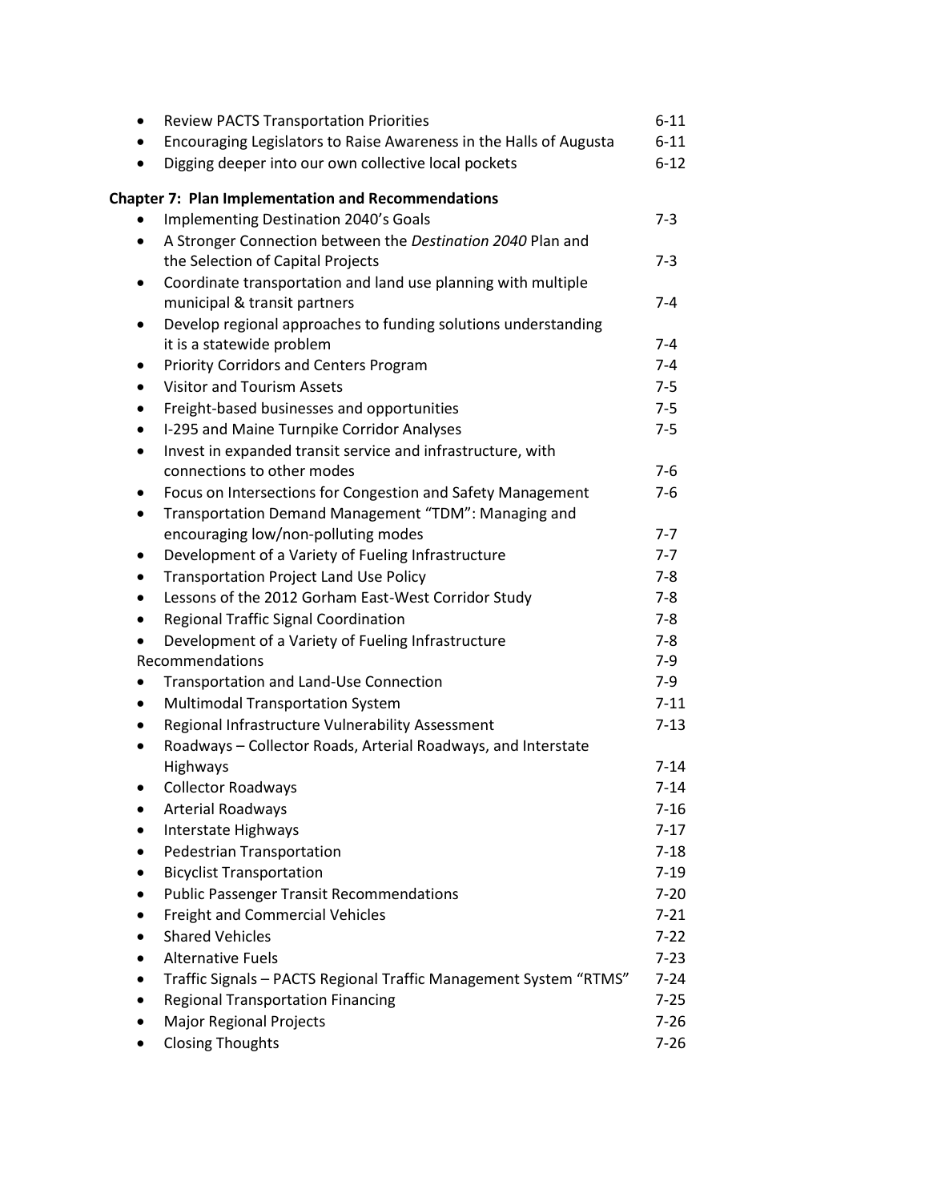- Review PACTS Transportation Priorities 6-11
- Encouraging Legislators to Raise Awareness in the Halls of Augusta 6-11
- Digging deeper into our own collective local pockets 6-12

**Chapter 7: Plan Implementation and Recommendations**

- Implementing Destination 2040's Goals 7-3
- A Stronger Connection between the *Destination 2040* Plan and the Selection of Capital Projects 7-3
- Coordinate transportation and land use planning with multiple municipal & transit partners 7-4
- Develop regional approaches to funding solutions understanding it is a statewide problem 7-4
- Priority Corridors and Centers Program 7-4
- Visitor and Tourism Assets 7-5
- Freight-based businesses and opportunities 7-5
- I-295 and Maine Turnpike Corridor Analyses 7-5
- Invest in expanded transit service and infrastructure, with connections to other modes 7-6
- Focus on Intersections for Congestion and Safety Management 7-6
- Transportation Demand Management "TDM": Managing and encouraging low/non-polluting modes 7-7
- Development of a Variety of Fueling Infrastructure 7-7
- Transportation Project Land Use Policy 7-8
- Lessons of the 2012 Gorham East-West Corridor Study 7-8
- Regional Traffic Signal Coordination 7-8
- Development of a Variety of Fueling Infrastructure 7-8

Recommendations 7-9

- Transportation and Land-Use Connection 7-9
- Multimodal Transportation System 7-11
- Regional Infrastructure Vulnerability Assessment 7-13
- Roadways – Collector Roads, Arterial Roadways, and Interstate Highways 7-14
- Collector Roadways 7-14
- Arterial Roadways 7-16
- Interstate Highways 7-17
- Pedestrian Transportation 7-18
- Bicyclist Transportation 7-19
- Public Passenger Transit Recommendations 7-20
- Freight and Commercial Vehicles 7-21
- Shared Vehicles 7-22
- Alternative Fuels 7-23
- Traffic Signals – PACTS Regional Traffic Management System "RTMS" 7-24
- Regional Transportation Financing 7-25
- Major Regional Projects 7-26
- Closing Thoughts 7-26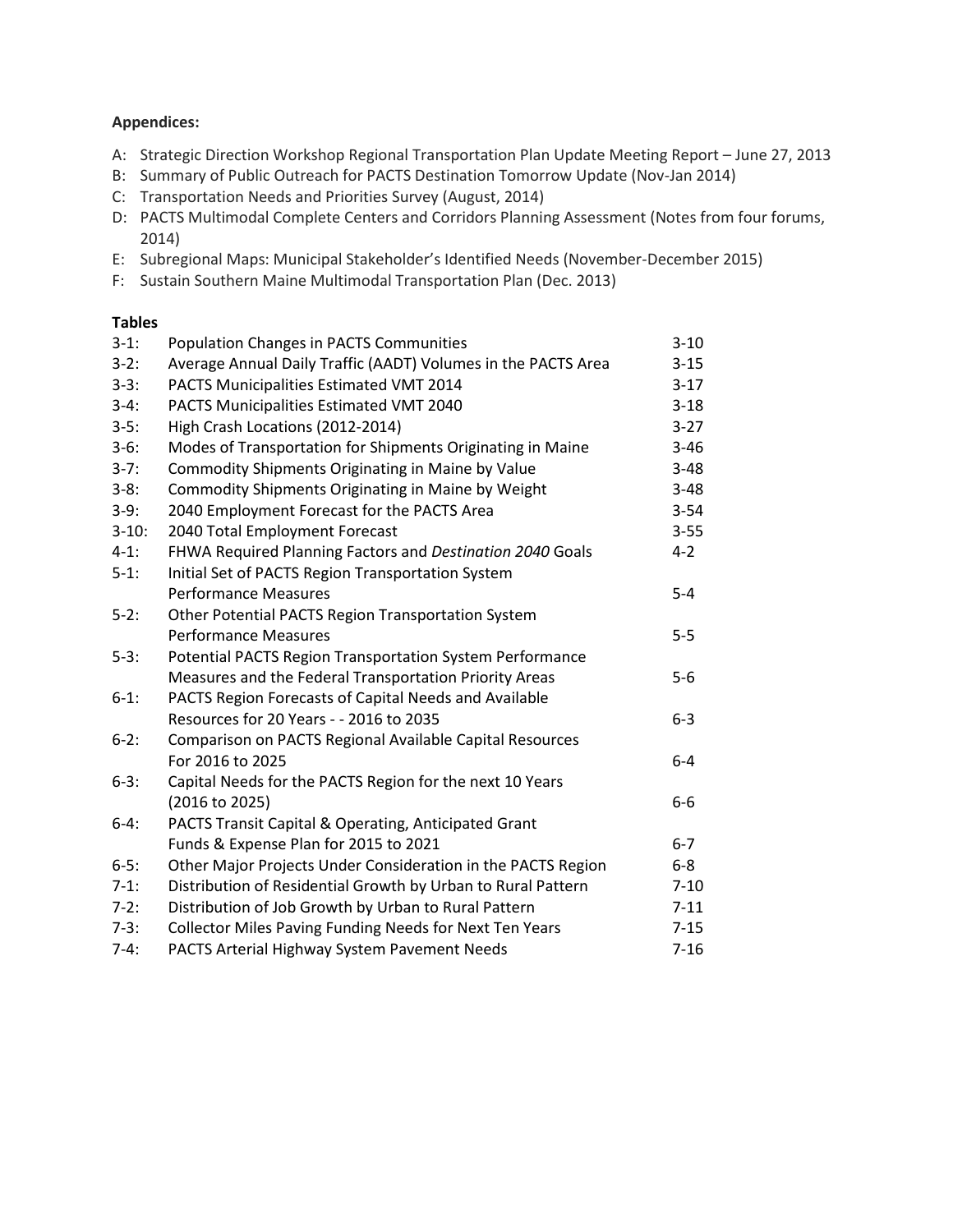**Appendices:**

A: Strategic Direction Workshop Regional Transportation Plan Update Meeting Report – June 27, 2013
B: Summary of Public Outreach for PACTS Destination Tomorrow Update (Nov-Jan 2014)
C: Transportation Needs and Priorities Survey (August, 2014)
D: PACTS Multimodal Complete Centers and Corridors Planning Assessment (Notes from four forums, 2014)
E: Subregional Maps: Municipal Stakeholder's Identified Needs (November-December 2015)
F: Sustain Southern Maine Multimodal Transportation Plan (Dec. 2013)

**Tables**

| | | |
|---|---|---|
| 3-1: | Population Changes in PACTS Communities | 3-10 |
| 3-2: | Average Annual Daily Traffic (AADT) Volumes in the PACTS Area | 3-15 |
| 3-3: | PACTS Municipalities Estimated VMT 2014 | 3-17 |
| 3-4: | PACTS Municipalities Estimated VMT 2040 | 3-18 |
| 3-5: | High Crash Locations (2012-2014) | 3-27 |
| 3-6: | Modes of Transportation for Shipments Originating in Maine | 3-46 |
| 3-7: | Commodity Shipments Originating in Maine by Value | 3-48 |
| 3-8: | Commodity Shipments Originating in Maine by Weight | 3-48 |
| 3-9: | 2040 Employment Forecast for the PACTS Area | 3-54 |
| 3-10: | 2040 Total Employment Forecast | 3-55 |
| 4-1: | FHWA Required Planning Factors and *Destination 2040* Goals | 4-2 |
| 5-1: | Initial Set of PACTS Region Transportation System Performance Measures | 5-4 |
| 5-2: | Other Potential PACTS Region Transportation System Performance Measures | 5-5 |
| 5-3: | Potential PACTS Region Transportation System Performance Measures and the Federal Transportation Priority Areas | 5-6 |
| 6-1: | PACTS Region Forecasts of Capital Needs and Available Resources for 20 Years - - 2016 to 2035 | 6-3 |
| 6-2: | Comparison on PACTS Regional Available Capital Resources For 2016 to 2025 | 6-4 |
| 6-3: | Capital Needs for the PACTS Region for the next 10 Years (2016 to 2025) | 6-6 |
| 6-4: | PACTS Transit Capital & Operating, Anticipated Grant Funds & Expense Plan for 2015 to 2021 | 6-7 |
| 6-5: | Other Major Projects Under Consideration in the PACTS Region | 6-8 |
| 7-1: | Distribution of Residential Growth by Urban to Rural Pattern | 7-10 |
| 7-2: | Distribution of Job Growth by Urban to Rural Pattern | 7-11 |
| 7-3: | Collector Miles Paving Funding Needs for Next Ten Years | 7-15 |
| 7-4: | PACTS Arterial Highway System Pavement Needs | 7-16 |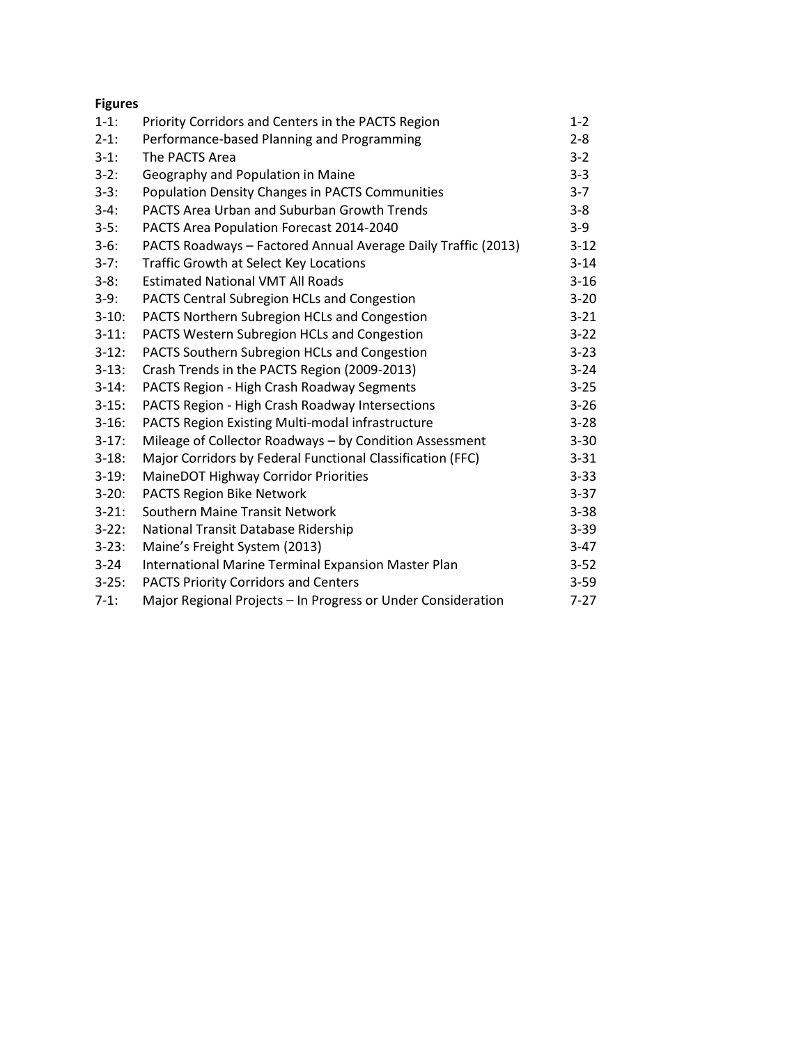**Figures**

| | | |
|---|---|---|
| 1-1: | Priority Corridors and Centers in the PACTS Region | 1-2 |
| 2-1: | Performance-based Planning and Programming | 2-8 |
| 3-1: | The PACTS Area | 3-2 |
| 3-2: | Geography and Population in Maine | 3-3 |
| 3-3: | Population Density Changes in PACTS Communities | 3-7 |
| 3-4: | PACTS Area Urban and Suburban Growth Trends | 3-8 |
| 3-5: | PACTS Area Population Forecast 2014-2040 | 3-9 |
| 3-6: | PACTS Roadways – Factored Annual Average Daily Traffic (2013) | 3-12 |
| 3-7: | Traffic Growth at Select Key Locations | 3-14 |
| 3-8: | Estimated National VMT All Roads | 3-16 |
| 3-9: | PACTS Central Subregion HCLs and Congestion | 3-20 |
| 3-10: | PACTS Northern Subregion HCLs and Congestion | 3-21 |
| 3-11: | PACTS Western Subregion HCLs and Congestion | 3-22 |
| 3-12: | PACTS Southern Subregion HCLs and Congestion | 3-23 |
| 3-13: | Crash Trends in the PACTS Region (2009-2013) | 3-24 |
| 3-14: | PACTS Region - High Crash Roadway Segments | 3-25 |
| 3-15: | PACTS Region - High Crash Roadway Intersections | 3-26 |
| 3-16: | PACTS Region Existing Multi-modal infrastructure | 3-28 |
| 3-17: | Mileage of Collector Roadways – by Condition Assessment | 3-30 |
| 3-18: | Major Corridors by Federal Functional Classification (FFC) | 3-31 |
| 3-19: | MaineDOT Highway Corridor Priorities | 3-33 |
| 3-20: | PACTS Region Bike Network | 3-37 |
| 3-21: | Southern Maine Transit Network | 3-38 |
| 3-22: | National Transit Database Ridership | 3-39 |
| 3-23: | Maine's Freight System (2013) | 3-47 |
| 3-24 | International Marine Terminal Expansion Master Plan | 3-52 |
| 3-25: | PACTS Priority Corridors and Centers | 3-59 |
| 7-1: | Major Regional Projects – In Progress or Under Consideration | 7-27 |